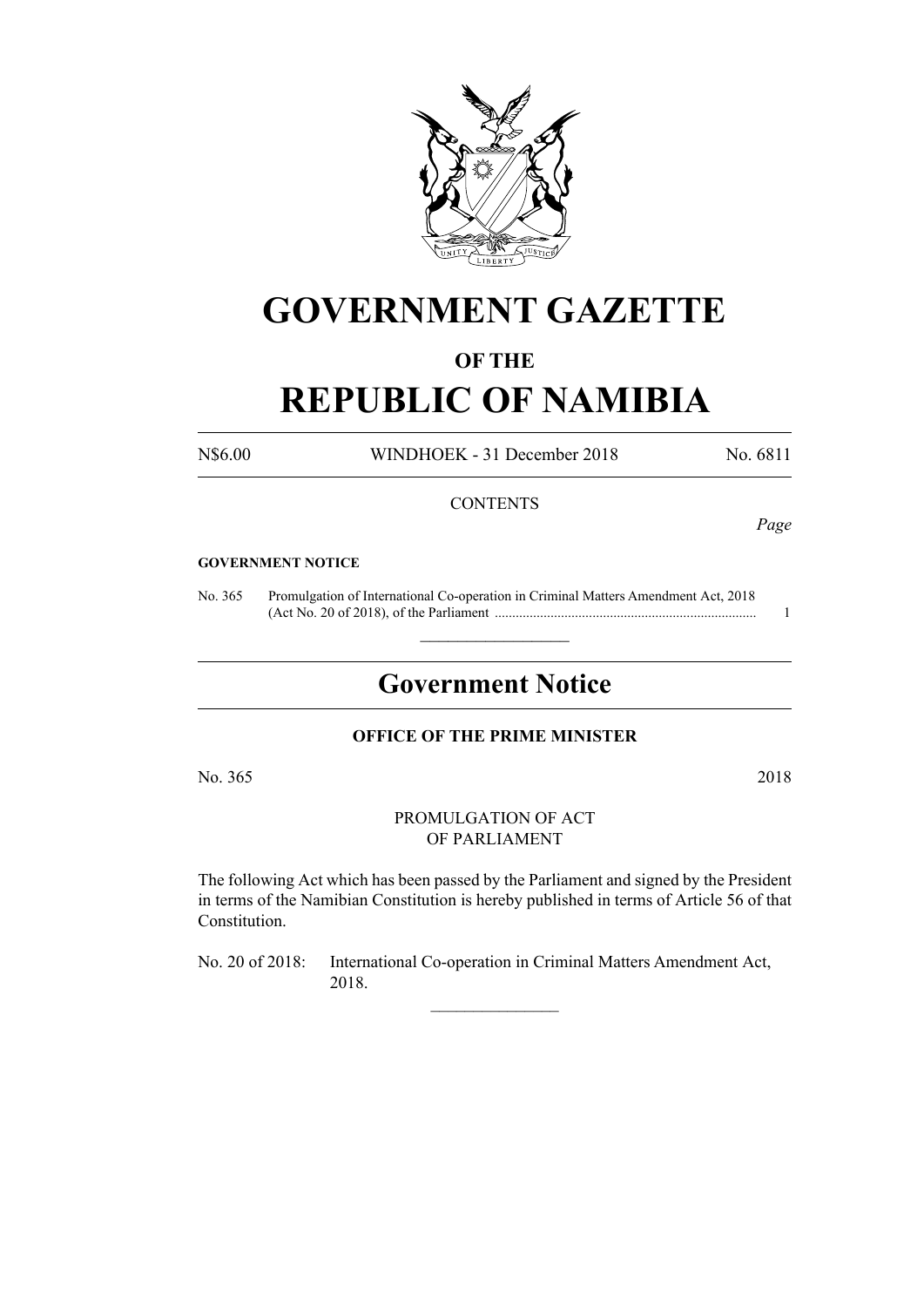# GOVERNMENT GAZETTE

### OF THE

# REPUBLIC OF NAMIBIA

N$6.00 WINDHOEK - 31 December 2018 No. 6811

CONTENTS

*Page*

**GOVERNMENT NOTICE**

No. 365 Promulgation of International Co-operation in Criminal Matters Amendment Act, 2018 (Act No. 20 of 2018), of the Parliament ........................................................................... 1

---

## Government Notice

**OFFICE OF THE PRIME MINISTER**

No. 365 2018

PROMULGATION OF ACT
OF PARLIAMENT

The following Act which has been passed by the Parliament and signed by the President in terms of the Namibian Constitution is hereby published in terms of Article 56 of that Constitution.

No. 20 of 2018: International Co-operation in Criminal Matters Amendment Act, 2018.

---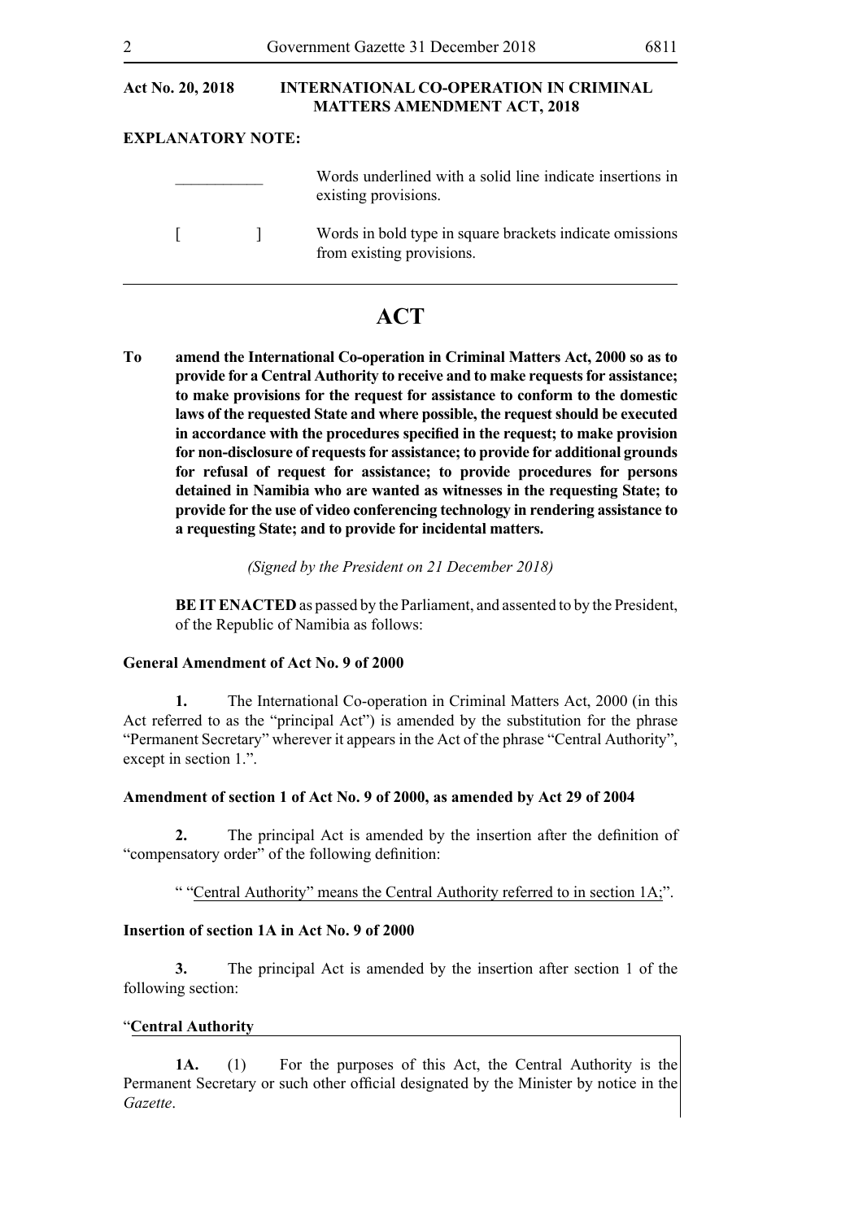**Act No. 20, 2018** **INTERNATIONAL CO-OPERATION IN CRIMINAL MATTERS AMENDMENT ACT, 2018**

**EXPLANATORY NOTE:**

| | |
|---|---|
| \_\_\_\_\_\_\_\_\_\_\_ | Words underlined with a solid line indicate insertions in existing provisions. |
| [ ] | Words in bold type in square brackets indicate omissions from existing provisions. |

# ACT

**To amend the International Co-operation in Criminal Matters Act, 2000 so as to provide for a Central Authority to receive and to make requests for assistance; to make provisions for the request for assistance to conform to the domestic laws of the requested State and where possible, the request should be executed in accordance with the procedures specified in the request; to make provision for non-disclosure of requests for assistance; to provide for additional grounds for refusal of request for assistance; to provide procedures for persons detained in Namibia who are wanted as witnesses in the requesting State; to provide for the use of video conferencing technology in rendering assistance to a requesting State; and to provide for incidental matters.**

*(Signed by the President on 21 December 2018)*

**BE IT ENACTED** as passed by the Parliament, and assented to by the President, of the Republic of Namibia as follows:

**General Amendment of Act No. 9 of 2000**

**1.** The International Co-operation in Criminal Matters Act, 2000 (in this Act referred to as the "principal Act") is amended by the substitution for the phrase "Permanent Secretary" wherever it appears in the Act of the phrase "Central Authority", except in section 1.".

**Amendment of section 1 of Act No. 9 of 2000, as amended by Act 29 of 2004**

**2.** The principal Act is amended by the insertion after the definition of "compensatory order" of the following definition:

" <u>"Central Authority" means the Central Authority referred to in section 1A;</u>".

**Insertion of section 1A in Act No. 9 of 2000**

**3.** The principal Act is amended by the insertion after section 1 of the following section:

"<u>**Central Authority**</u>

**1A.** (1) For the purposes of this Act, the Central Authority is the Permanent Secretary or such other official designated by the Minister by notice in the *Gazette*.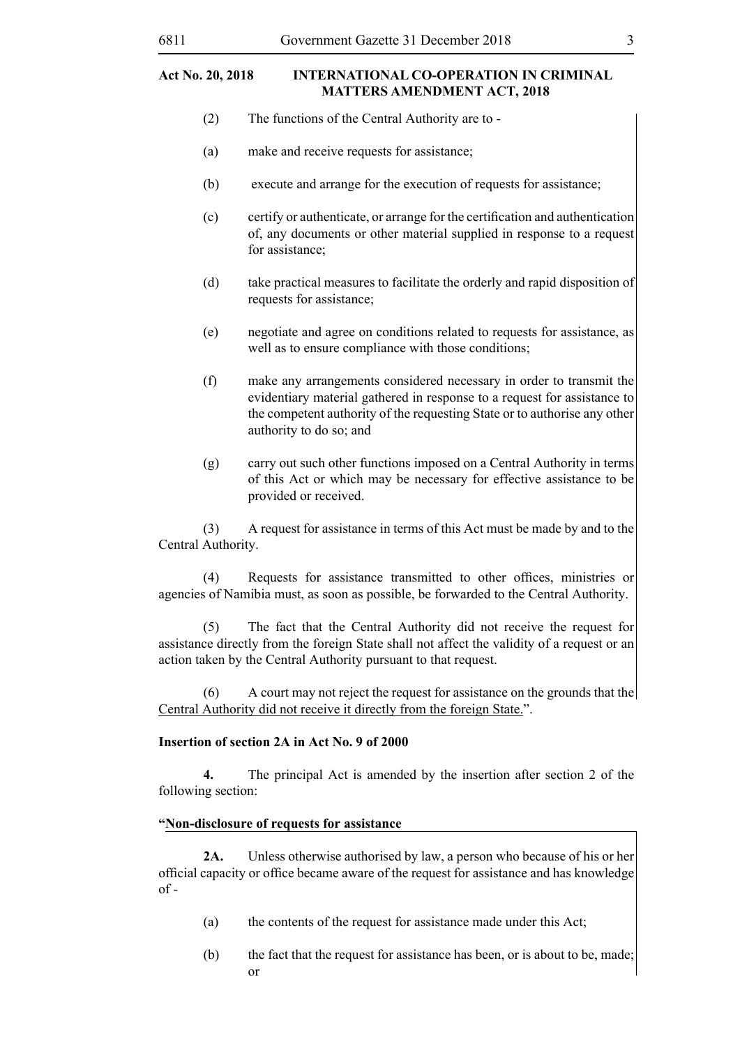(2) The functions of the Central Authority are to -

(a) make and receive requests for assistance;

(b) execute and arrange for the execution of requests for assistance;

(c) certify or authenticate, or arrange for the certification and authentication of, any documents or other material supplied in response to a request for assistance;

(d) take practical measures to facilitate the orderly and rapid disposition of requests for assistance;

(e) negotiate and agree on conditions related to requests for assistance, as well as to ensure compliance with those conditions;

(f) make any arrangements considered necessary in order to transmit the evidentiary material gathered in response to a request for assistance to the competent authority of the requesting State or to authorise any other authority to do so; and

(g) carry out such other functions imposed on a Central Authority in terms of this Act or which may be necessary for effective assistance to be provided or received.

(3) A request for assistance in terms of this Act must be made by and to the Central Authority.

(4) Requests for assistance transmitted to other offices, ministries or agencies of Namibia must, as soon as possible, be forwarded to the Central Authority.

(5) The fact that the Central Authority did not receive the request for assistance directly from the foreign State shall not affect the validity of a request or an action taken by the Central Authority pursuant to that request.

(6) A court may not reject the request for assistance on the grounds that the Central Authority did not receive it directly from the foreign State.".

**Insertion of section 2A in Act No. 9 of 2000**

**4.** The principal Act is amended by the insertion after section 2 of the following section:

**"Non-disclosure of requests for assistance**

**2A.** Unless otherwise authorised by law, a person who because of his or her official capacity or office became aware of the request for assistance and has knowledge of -

(a) the contents of the request for assistance made under this Act;

(b) the fact that the request for assistance has been, or is about to be, made; or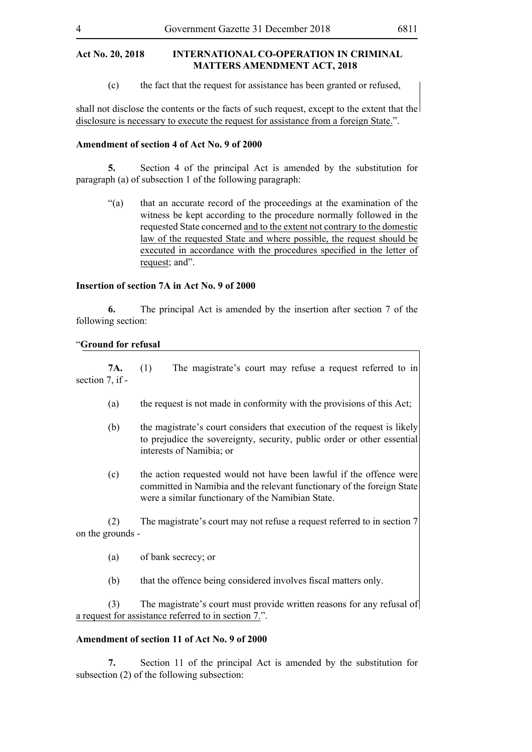**Act No. 20, 2018 INTERNATIONAL CO-OPERATION IN CRIMINAL MATTERS AMENDMENT ACT, 2018**

(c) the fact that the request for assistance has been granted or refused,

shall not disclose the contents or the facts of such request, except to the extent that the disclosure is necessary to execute the request for assistance from a foreign State.".

**Amendment of section 4 of Act No. 9 of 2000**

**5.** Section 4 of the principal Act is amended by the substitution for paragraph (a) of subsection 1 of the following paragraph:

"(a) that an accurate record of the proceedings at the examination of the witness be kept according to the procedure normally followed in the requested State concerned and to the extent not contrary to the domestic law of the requested State and where possible, the request should be executed in accordance with the procedures specified in the letter of request; and".

**Insertion of section 7A in Act No. 9 of 2000**

**6.** The principal Act is amended by the insertion after section 7 of the following section:

"**Ground for refusal**

**7A.** (1) The magistrate's court may refuse a request referred to in section 7, if -

(a) the request is not made in conformity with the provisions of this Act;

(b) the magistrate's court considers that execution of the request is likely to prejudice the sovereignty, security, public order or other essential interests of Namibia; or

(c) the action requested would not have been lawful if the offence were committed in Namibia and the relevant functionary of the foreign State were a similar functionary of the Namibian State.

(2) The magistrate's court may not refuse a request referred to in section 7 on the grounds -

(a) of bank secrecy; or

(b) that the offence being considered involves fiscal matters only.

(3) The magistrate's court must provide written reasons for any refusal of a request for assistance referred to in section 7.".

**Amendment of section 11 of Act No. 9 of 2000**

**7.** Section 11 of the principal Act is amended by the substitution for subsection (2) of the following subsection: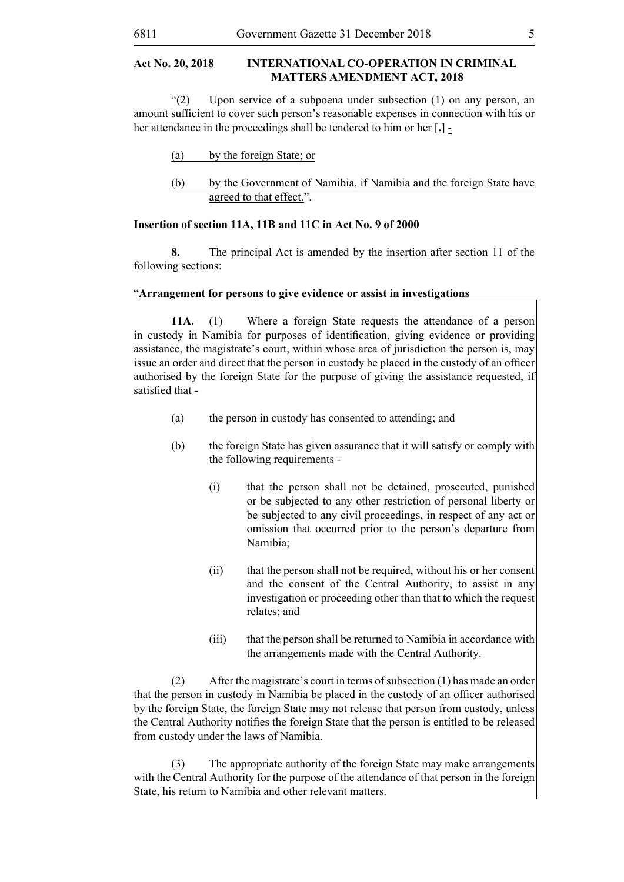**Act No. 20, 2018 INTERNATIONAL CO-OPERATION IN CRIMINAL MATTERS AMENDMENT ACT, 2018**

"(2) Upon service of a subpoena under subsection (1) on any person, an amount sufficient to cover such person's reasonable expenses in connection with his or her attendance in the proceedings shall be tendered to him or her [**.**] -

(a) by the foreign State; or

(b) by the Government of Namibia, if Namibia and the foreign State have agreed to that effect.".

**Insertion of section 11A, 11B and 11C in Act No. 9 of 2000**

**8.** The principal Act is amended by the insertion after section 11 of the following sections:

"**Arrangement for persons to give evidence or assist in investigations**

**11A.** (1) Where a foreign State requests the attendance of a person in custody in Namibia for purposes of identification, giving evidence or providing assistance, the magistrate's court, within whose area of jurisdiction the person is, may issue an order and direct that the person in custody be placed in the custody of an officer authorised by the foreign State for the purpose of giving the assistance requested, if satisfied that -

(a) the person in custody has consented to attending; and

(b) the foreign State has given assurance that it will satisfy or comply with the following requirements -

(i) that the person shall not be detained, prosecuted, punished or be subjected to any other restriction of personal liberty or be subjected to any civil proceedings, in respect of any act or omission that occurred prior to the person's departure from Namibia;

(ii) that the person shall not be required, without his or her consent and the consent of the Central Authority, to assist in any investigation or proceeding other than that to which the request relates; and

(iii) that the person shall be returned to Namibia in accordance with the arrangements made with the Central Authority.

(2) After the magistrate's court in terms of subsection (1) has made an order that the person in custody in Namibia be placed in the custody of an officer authorised by the foreign State, the foreign State may not release that person from custody, unless the Central Authority notifies the foreign State that the person is entitled to be released from custody under the laws of Namibia.

(3) The appropriate authority of the foreign State may make arrangements with the Central Authority for the purpose of the attendance of that person in the foreign State, his return to Namibia and other relevant matters.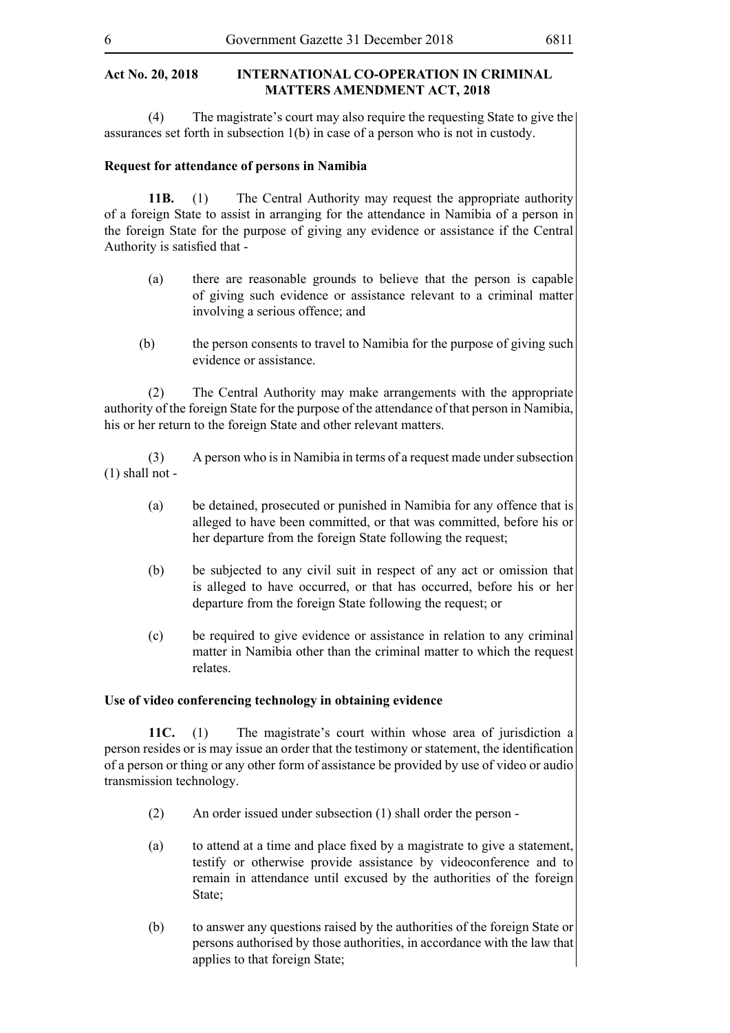(4) The magistrate's court may also require the requesting State to give the assurances set forth in subsection 1(b) in case of a person who is not in custody.

**Request for attendance of persons in Namibia**

**11B.** (1) The Central Authority may request the appropriate authority of a foreign State to assist in arranging for the attendance in Namibia of a person in the foreign State for the purpose of giving any evidence or assistance if the Central Authority is satisfied that -

(a) there are reasonable grounds to believe that the person is capable of giving such evidence or assistance relevant to a criminal matter involving a serious offence; and

(b) the person consents to travel to Namibia for the purpose of giving such evidence or assistance.

(2) The Central Authority may make arrangements with the appropriate authority of the foreign State for the purpose of the attendance of that person in Namibia, his or her return to the foreign State and other relevant matters.

(3) A person who is in Namibia in terms of a request made under subsection (1) shall not -

(a) be detained, prosecuted or punished in Namibia for any offence that is alleged to have been committed, or that was committed, before his or her departure from the foreign State following the request;

(b) be subjected to any civil suit in respect of any act or omission that is alleged to have occurred, or that has occurred, before his or her departure from the foreign State following the request; or

(c) be required to give evidence or assistance in relation to any criminal matter in Namibia other than the criminal matter to which the request relates.

**Use of video conferencing technology in obtaining evidence**

**11C.** (1) The magistrate's court within whose area of jurisdiction a person resides or is may issue an order that the testimony or statement, the identification of a person or thing or any other form of assistance be provided by use of video or audio transmission technology.

(2) An order issued under subsection (1) shall order the person -

(a) to attend at a time and place fixed by a magistrate to give a statement, testify or otherwise provide assistance by videoconference and to remain in attendance until excused by the authorities of the foreign State;

(b) to answer any questions raised by the authorities of the foreign State or persons authorised by those authorities, in accordance with the law that applies to that foreign State;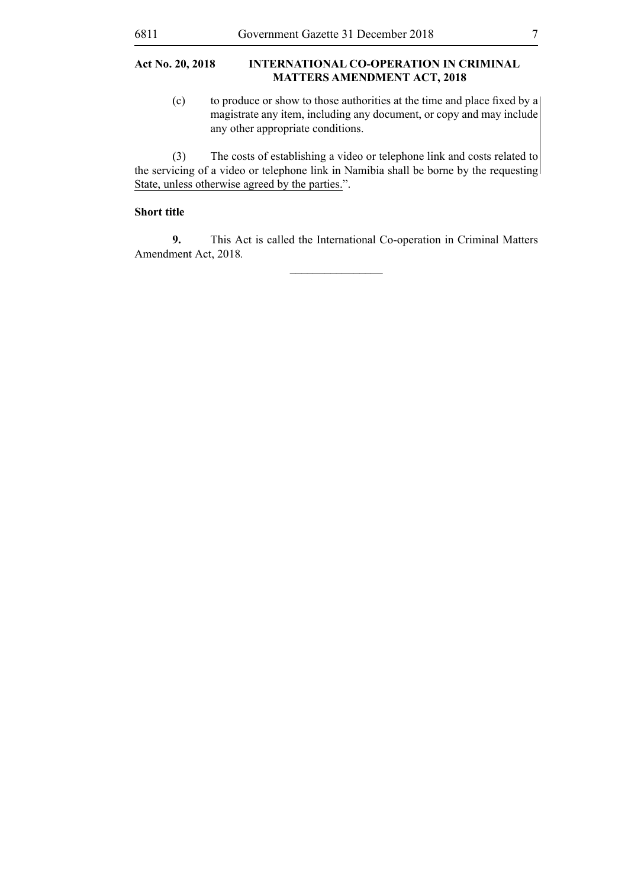(c) to produce or show to those authorities at the time and place fixed by a magistrate any item, including any document, or copy and may include any other appropriate conditions.

(3) The costs of establishing a video or telephone link and costs related to the servicing of a video or telephone link in Namibia shall be borne by the requesting State, unless otherwise agreed by the parties.”.

**Short title**

**9.** This Act is called the International Co-operation in Criminal Matters Amendment Act, 2018.

________________